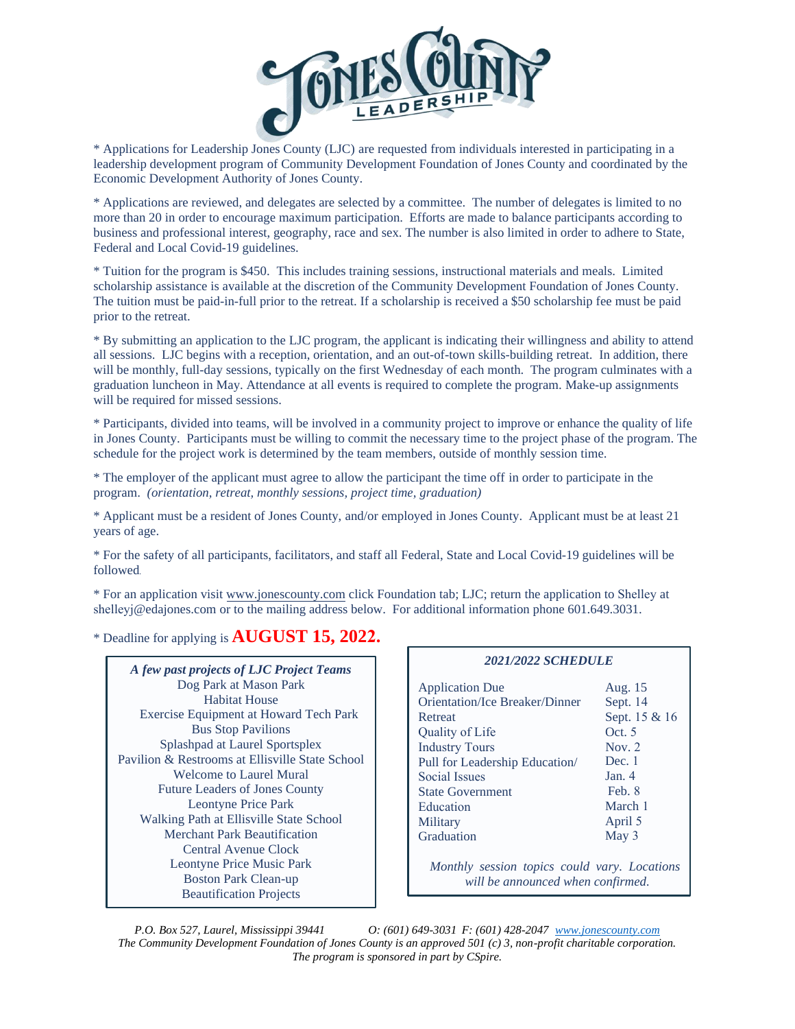# Jones County Leadership

* Applications for Leadership Jones County (LJC) are requested from individuals interested in participating in a leadership development program of Community Development Foundation of Jones County and coordinated by the Economic Development Authority of Jones County.

* Applications are reviewed, and delegates are selected by a committee. The number of delegates is limited to no more than 20 in order to encourage maximum participation. Efforts are made to balance participants according to business and professional interest, geography, race and sex. The number is also limited in order to adhere to State, Federal and Local Covid-19 guidelines.

* Tuition for the program is $450. This includes training sessions, instructional materials and meals. Limited scholarship assistance is available at the discretion of the Community Development Foundation of Jones County. The tuition must be paid-in-full prior to the retreat. If a scholarship is received a $50 scholarship fee must be paid prior to the retreat.

* By submitting an application to the LJC program, the applicant is indicating their willingness and ability to attend all sessions. LJC begins with a reception, orientation, and an out-of-town skills-building retreat. In addition, there will be monthly, full-day sessions, typically on the first Wednesday of each month. The program culminates with a graduation luncheon in May. Attendance at all events is required to complete the program. Make-up assignments will be required for missed sessions.

* Participants, divided into teams, will be involved in a community project to improve or enhance the quality of life in Jones County. Participants must be willing to commit the necessary time to the project phase of the program. The schedule for the project work is determined by the team members, outside of monthly session time.

* The employer of the applicant must agree to allow the participant the time off in order to participate in the program. *(orientation, retreat, monthly sessions, project time, graduation)*

* Applicant must be a resident of Jones County, and/or employed in Jones County. Applicant must be at least 21 years of age.

* For the safety of all participants, facilitators, and staff all Federal, State and Local Covid-19 guidelines will be followed.

* For an application visit www.jonescounty.com click Foundation tab; LJC; return the application to Shelley at shelleyj@edajones.com or to the mailing address below. For additional information phone 601.649.3031.

* Deadline for applying is **AUGUST 15, 2022.**

***A few past projects of LJC Project Teams***

Dog Park at Mason Park
Habitat House
Exercise Equipment at Howard Tech Park
Bus Stop Pavilions
Splashpad at Laurel Sportsplex
Pavilion & Restrooms at Ellisville State School
Welcome to Laurel Mural
Future Leaders of Jones County
Leontyne Price Park
Walking Path at Ellisville State School
Merchant Park Beautification
Central Avenue Clock
Leontyne Price Music Park
Boston Park Clean-up
Beautification Projects

***2021/2022 SCHEDULE***

| | |
|---|---|
| Application Due | Aug. 15 |
| Orientation/Ice Breaker/Dinner | Sept. 14 |
| Retreat | Sept. 15 & 16 |
| Quality of Life | Oct. 5 |
| Industry Tours | Nov. 2 |
| Pull for Leadership Education/ | Dec. 1 |
| Social Issues | Jan. 4 |
| State Government | Feb. 8 |
| Education | March 1 |
| Military | April 5 |
| Graduation | May 3 |

*Monthly session topics could vary. Locations will be announced when confirmed.*

*P.O. Box 527, Laurel, Mississippi 39441 O: (601) 649-3031 F: (601) 428-2047 www.jonescounty.com*
*The Community Development Foundation of Jones County is an approved 501 (c) 3, non-profit charitable corporation.*
*The program is sponsored in part by CSpire.*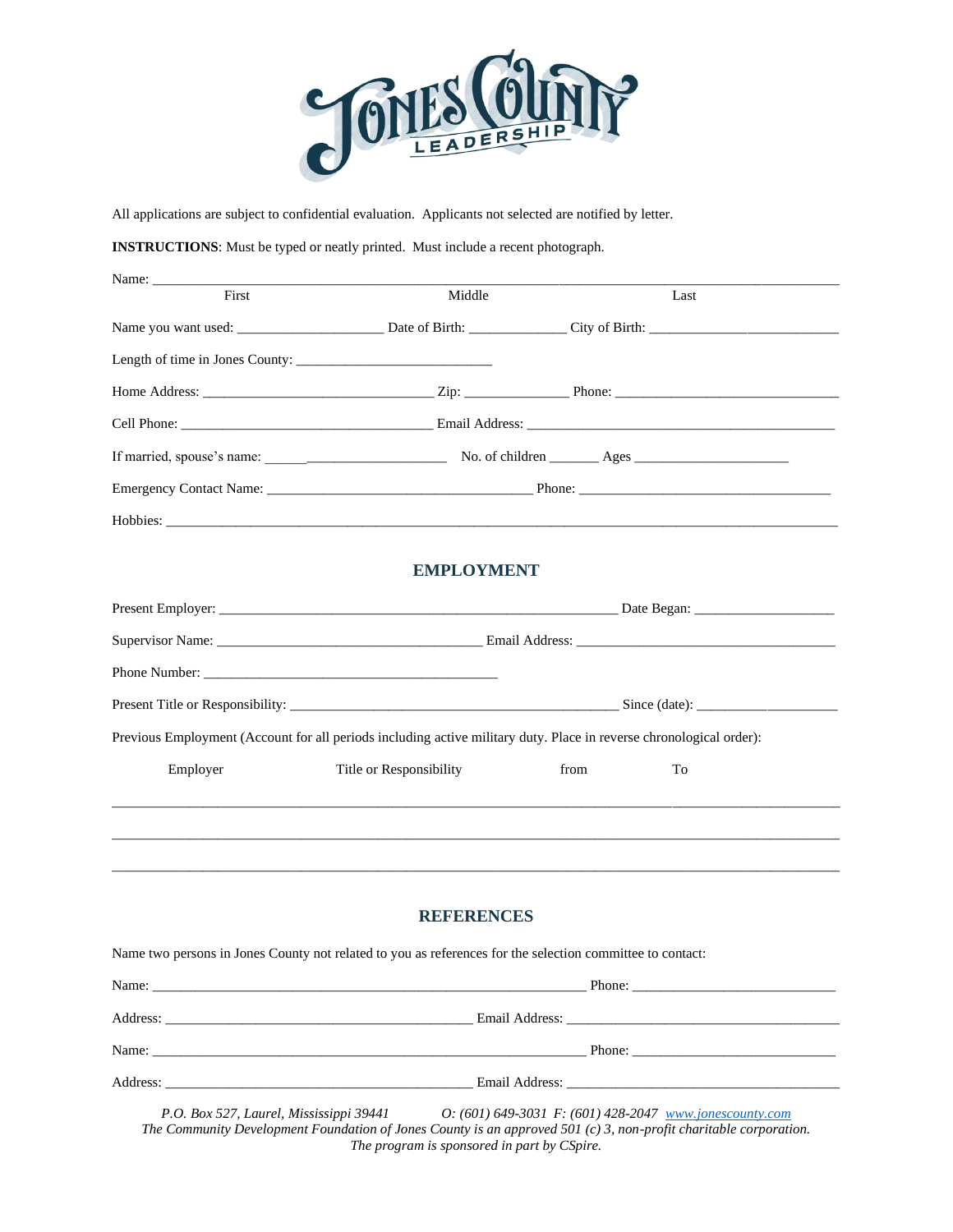All applications are subject to confidential evaluation. Applicants not selected are notified by letter.

**INSTRUCTIONS**: Must be typed or neatly printed. Must include a recent photograph.

Name: ____________________________________________________________________________
First Middle Last

Name you want used: ____________________ Date of Birth: _____________ City of Birth: ___________________________

Length of time in Jones County: ____________________________

Home Address: ________________________________ Zip: ______________ Phone: _______________________________

Cell Phone: ___________________________________ Email Address: ____________________________________________

If married, spouse's name: ___________________________ No. of children _______ Ages ______________________

Emergency Contact Name: _____________________________________ Phone: ___________________________________

Hobbies: ____________________________________________________________________________________________

## EMPLOYMENT

Present Employer: _______________________________________________________ Date Began: ___________________

Supervisor Name: _____________________________________ Email Address: ____________________________________

Phone Number: _________________________________________

Present Title or Responsibility: ______________________________________________ Since (date): ____________________

Previous Employment (Account for all periods including active military duty. Place in reverse chronological order):

| Employer | Title or Responsibility | from | To |
|---|---|---|---|
| | | | |
| | | | |
| | | | |

## REFERENCES

Name two persons in Jones County not related to you as references for the selection committee to contact:

Name: ____________________________________________________________ Phone: ____________________________

Address: ___________________________________________ Email Address: _____________________________________

Name: ____________________________________________________________ Phone: ____________________________

Address: ___________________________________________ Email Address: _____________________________________

*P.O. Box 527, Laurel, Mississippi 39441 O: (601) 649-3031 F: (601) 428-2047 [www.jonescounty.com](http://www.jonescounty.com)*
*The Community Development Foundation of Jones County is an approved 501 (c) 3, non-profit charitable corporation.*
*The program is sponsored in part by CSpire.*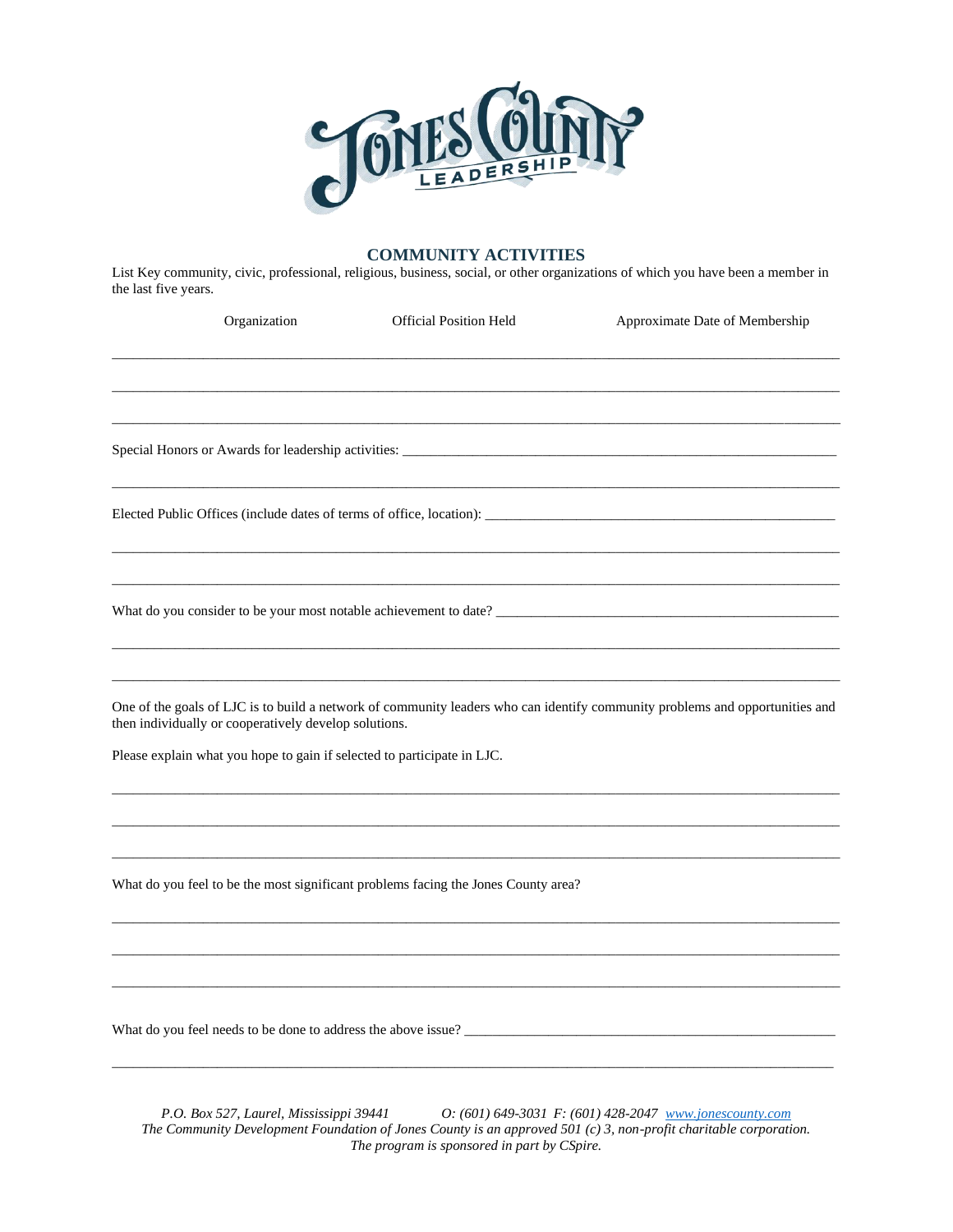## COMMUNITY ACTIVITIES

List Key community, civic, professional, religious, business, social, or other organizations of which you have been a member in the last five years.

| Organization | Official Position Held | Approximate Date of Membership |
| --- | --- | --- |
| | | |
| | | |
| | | |

Special Honors or Awards for leadership activities: ______________________________________________________________

______________________________________________________________________________________________

Elected Public Offices (include dates of terms of office, location): ______________________________________________

______________________________________________________________________________________________

______________________________________________________________________________________________

What do you consider to be your most notable achievement to date? ______________________________________________

______________________________________________________________________________________________

______________________________________________________________________________________________

One of the goals of LJC is to build a network of community leaders who can identify community problems and opportunities and then individually or cooperatively develop solutions.

Please explain what you hope to gain if selected to participate in LJC.

______________________________________________________________________________________________

______________________________________________________________________________________________

______________________________________________________________________________________________

What do you feel to be the most significant problems facing the Jones County area?

______________________________________________________________________________________________

______________________________________________________________________________________________

______________________________________________________________________________________________

What do you feel needs to be done to address the above issue? _____________________________________________________

______________________________________________________________________________________________

*P.O. Box 527, Laurel, Mississippi 39441 O: (601) 649-3031 F: (601) 428-2047 [www.jonescounty.com](http://www.jonescounty.com)*
*The Community Development Foundation of Jones County is an approved 501 (c) 3, non-profit charitable corporation.*
*The program is sponsored in part by CSpire.*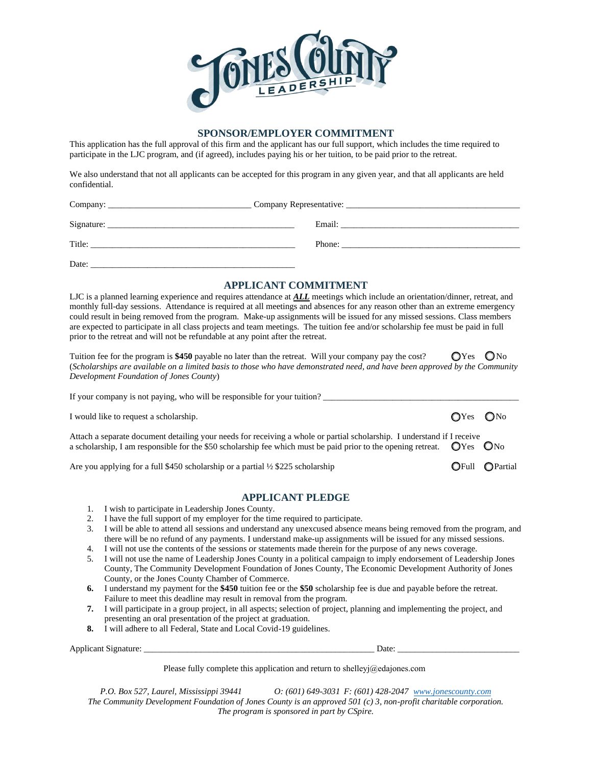## SPONSOR/EMPLOYER COMMITMENT

This application has the full approval of this firm and the applicant has our full support, which includes the time required to participate in the LJC program, and (if agreed), includes paying his or her tuition, to be paid prior to the retreat.

We also understand that not all applicants can be accepted for this program in any given year, and that all applicants are held confidential.

Company: ________________________________ Company Representative: ________________________________________

Signature: ____________________________________________ Email: ________________________________________

Title: ________________________________________________ Phone: ________________________________________

Date: ________________________________________________

## APPLICANT COMMITMENT

LJC is a planned learning experience and requires attendance at ***ALL*** meetings which include an orientation/dinner, retreat, and monthly full-day sessions. Attendance is required at all meetings and absences for any reason other than an extreme emergency could result in being removed from the program. Make-up assignments will be issued for any missed sessions. Class members are expected to participate in all class projects and team meetings. The tuition fee and/or scholarship fee must be paid in full prior to the retreat and will not be refundable at any point after the retreat.

Tuition fee for the program is **$450** payable no later than the retreat. Will your company pay the cost? ○Yes ○No
(*Scholarships are available on a limited basis to those who have demonstrated need, and have been approved by the Community Development Foundation of Jones County*)

If your company is not paying, who will be responsible for your tuition? ______________________________________________

I would like to request a scholarship. ○Yes ○No

Attach a separate document detailing your needs for receiving a whole or partial scholarship. I understand if I receive a scholarship, I am responsible for the $50 scholarship fee which must be paid prior to the opening retreat. ○Yes ○No

Are you applying for a full $450 scholarship or a partial ½ $225 scholarship ○Full ○Partial

## APPLICANT PLEDGE

1. I wish to participate in Leadership Jones County.
2. I have the full support of my employer for the time required to participate.
3. I will be able to attend all sessions and understand any unexcused absence means being removed from the program, and there will be no refund of any payments. I understand make-up assignments will be issued for any missed sessions.
4. I will not use the contents of the sessions or statements made therein for the purpose of any news coverage.
5. I will not use the name of Leadership Jones County in a political campaign to imply endorsement of Leadership Jones County, The Community Development Foundation of Jones County, The Economic Development Authority of Jones County, or the Jones County Chamber of Commerce.
6. I understand my payment for the **$450** tuition fee or the **$50** scholarship fee is due and payable before the retreat. Failure to meet this deadline may result in removal from the program.
7. I will participate in a group project, in all aspects; selection of project, planning and implementing the project, and presenting an oral presentation of the project at graduation.
8. I will adhere to all Federal, State and Local Covid-19 guidelines.

Applicant Signature: ______________________________________________________ Date: ___________________________

Please fully complete this application and return to shelleyj@edajones.com

*P.O. Box 527, Laurel, Mississippi 39441 O: (601) 649-3031 F: (601) 428-2047 [www.jonescounty.com](http://www.jonescounty.com)*
*The Community Development Foundation of Jones County is an approved 501 (c) 3, non-profit charitable corporation.*
*The program is sponsored in part by CSpire.*